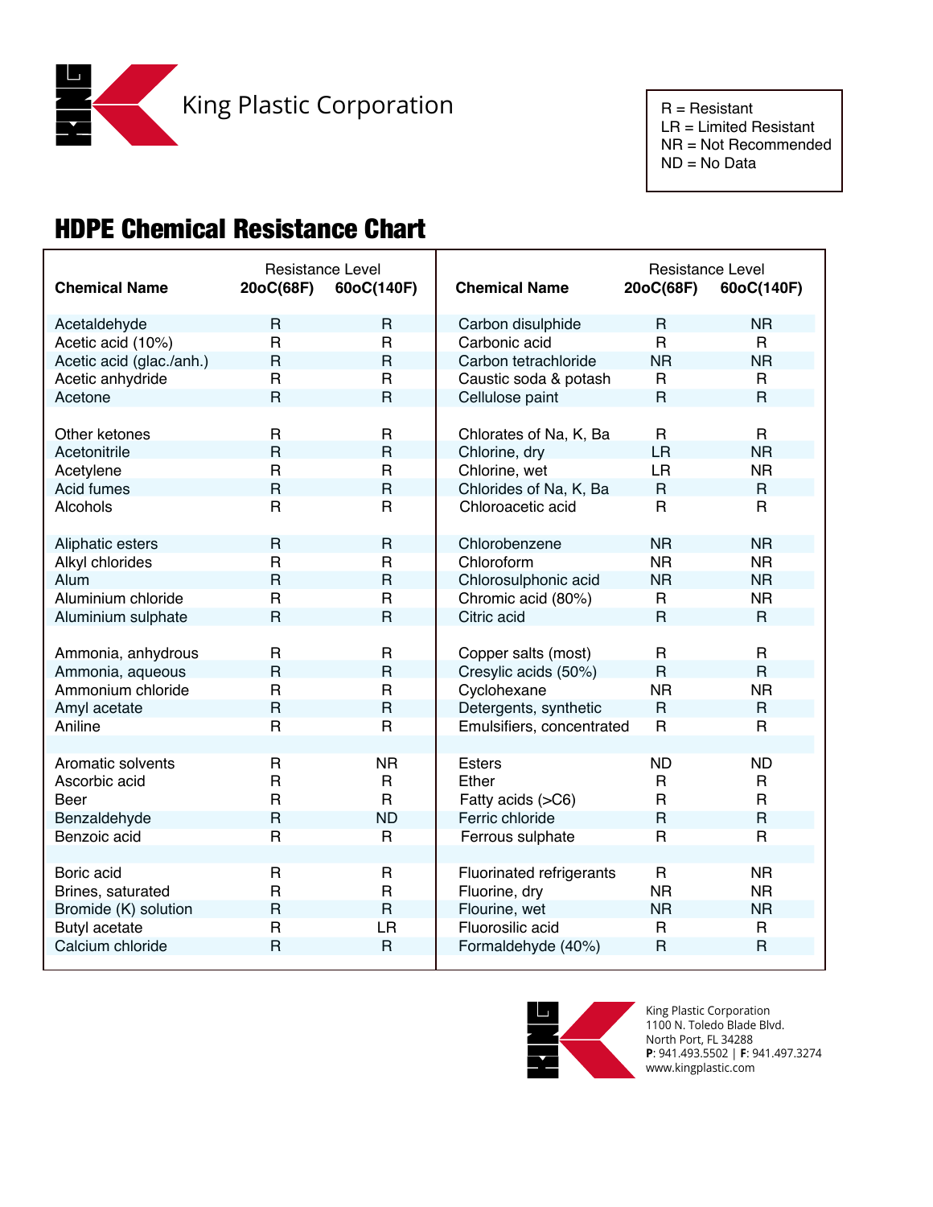King Plastic Corporation

R = Resistant
LR = Limited Resistant
NR = Not Recommended
ND = No Data

# HDPE Chemical Resistance Chart

| Chemical Name | Resistance Level 20oC(68F) | Resistance Level 60oC(140F) |
|---|---|---|
| Acetaldehyde | R | R |
| Acetic acid (10%) | R | R |
| Acetic acid (glac./anh.) | R | R |
| Acetic anhydride | R | R |
| Acetone | R | R |
| Other ketones | R | R |
| Acetonitrile | R | R |
| Acetylene | R | R |
| Acid fumes | R | R |
| Alcohols | R | R |
| Aliphatic esters | R | R |
| Alkyl chlorides | R | R |
| Alum | R | R |
| Aluminium chloride | R | R |
| Aluminium sulphate | R | R |
| Ammonia, anhydrous | R | R |
| Ammonia, aqueous | R | R |
| Ammonium chloride | R | R |
| Amyl acetate | R | R |
| Aniline | R | R |
| Aromatic solvents | R | NR |
| Ascorbic acid | R | R |
| Beer | R | R |
| Benzaldehyde | R | ND |
| Benzoic acid | R | R |
| Boric acid | R | R |
| Brines, saturated | R | R |
| Bromide (K) solution | R | R |
| Butyl acetate | R | LR |
| Calcium chloride | R | R |
| Carbon disulphide | R | NR |
| Carbonic acid | R | R |
| Carbon tetrachloride | NR | NR |
| Caustic soda & potash | R | R |
| Cellulose paint | R | R |
| Chlorates of Na, K, Ba | R | R |
| Chlorine, dry | LR | NR |
| Chlorine, wet | LR | NR |
| Chlorides of Na, K, Ba | R | R |
| Chloroacetic acid | R | R |
| Chlorobenzene | NR | NR |
| Chloroform | NR | NR |
| Chlorosulphonic acid | NR | NR |
| Chromic acid (80%) | R | NR |
| Citric acid | R | R |
| Copper salts (most) | R | R |
| Cresylic acids (50%) | R | R |
| Cyclohexane | NR | NR |
| Detergents, synthetic | R | R |
| Emulsifiers, concentrated | R | R |
| Esters | ND | ND |
| Ether | R | R |
| Fatty acids (>C6) | R | R |
| Ferric chloride | R | R |
| Ferrous sulphate | R | R |
| Fluorinated refrigerants | R | NR |
| Fluorine, dry | NR | NR |
| Flourine, wet | NR | NR |
| Fluorosilic acid | R | R |
| Formaldehyde (40%) | R | R |

King Plastic Corporation
1100 N. Toledo Blade Blvd.
North Port, FL 34288
**P**: 941.493.5502 | **F**: 941.497.3274
www.kingplastic.com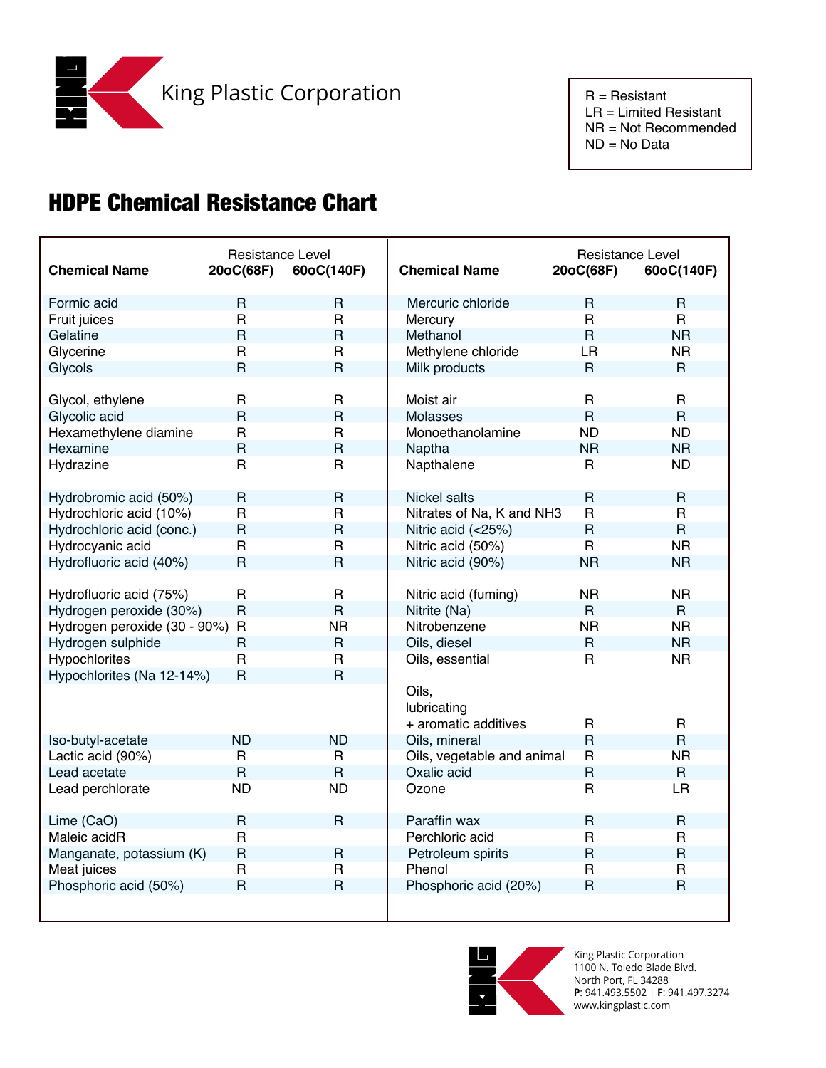King Plastic Corporation

R = Resistant
LR = Limited Resistant
NR = Not Recommended
ND = No Data

# HDPE Chemical Resistance Chart

| Chemical Name | Resistance Level 20oC(68F) | 60oC(140F) |
|---|---|---|
| Formic acid | R | R |
| Fruit juices | R | R |
| Gelatine | R | R |
| Glycerine | R | R |
| Glycols | R | R |
| Glycol, ethylene | R | R |
| Glycolic acid | R | R |
| Hexamethylene diamine | R | R |
| Hexamine | R | R |
| Hydrazine | R | R |
| Hydrobromic acid (50%) | R | R |
| Hydrochloric acid (10%) | R | R |
| Hydrochloric acid (conc.) | R | R |
| Hydrocyanic acid | R | R |
| Hydrofluoric acid (40%) | R | R |
| Hydrofluoric acid (75%) | R | R |
| Hydrogen peroxide (30%) | R | R |
| Hydrogen peroxide (30 - 90%) | R | NR |
| Hydrogen sulphide | R | R |
| Hypochlorites | R | R |
| Hypochlorites (Na 12-14%) | R | R |
| Iso-butyl-acetate | ND | ND |
| Lactic acid (90%) | R | R |
| Lead acetate | R | R |
| Lead perchlorate | ND | ND |
| Lime (CaO) | R | R |
| Maleic acidR | R | |
| Manganate, potassium (K) | R | R |
| Meat juices | R | R |
| Phosphoric acid (50%) | R | R |
| Mercuric chloride | R | R |
| Mercury | R | R |
| Methanol | R | NR |
| Methylene chloride | LR | NR |
| Milk products | R | R |
| Moist air | R | R |
| Molasses | R | R |
| Monoethanolamine | ND | ND |
| Naptha | NR | NR |
| Napthalene | R | ND |
| Nickel salts | R | R |
| Nitrates of Na, K and NH3 | R | R |
| Nitric acid (<25%) | R | R |
| Nitric acid (50%) | R | NR |
| Nitric acid (90%) | NR | NR |
| Nitric acid (fuming) | NR | NR |
| Nitrite (Na) | R | R |
| Nitrobenzene | NR | NR |
| Oils, diesel | R | NR |
| Oils, essential | R | NR |
| Oils, lubricating + aromatic additives | R | R |
| Oils, mineral | R | R |
| Oils, vegetable and animal | R | NR |
| Oxalic acid | R | R |
| Ozone | R | LR |
| Paraffin wax | R | R |
| Perchloric acid | R | R |
| Petroleum spirits | R | R |
| Phenol | R | R |
| Phosphoric acid (20%) | R | R |

King Plastic Corporation
1100 N. Toledo Blade Blvd.
North Port, FL 34288
**P**: 941.493.5502 | **F**: 941.497.3274
www.kingplastic.com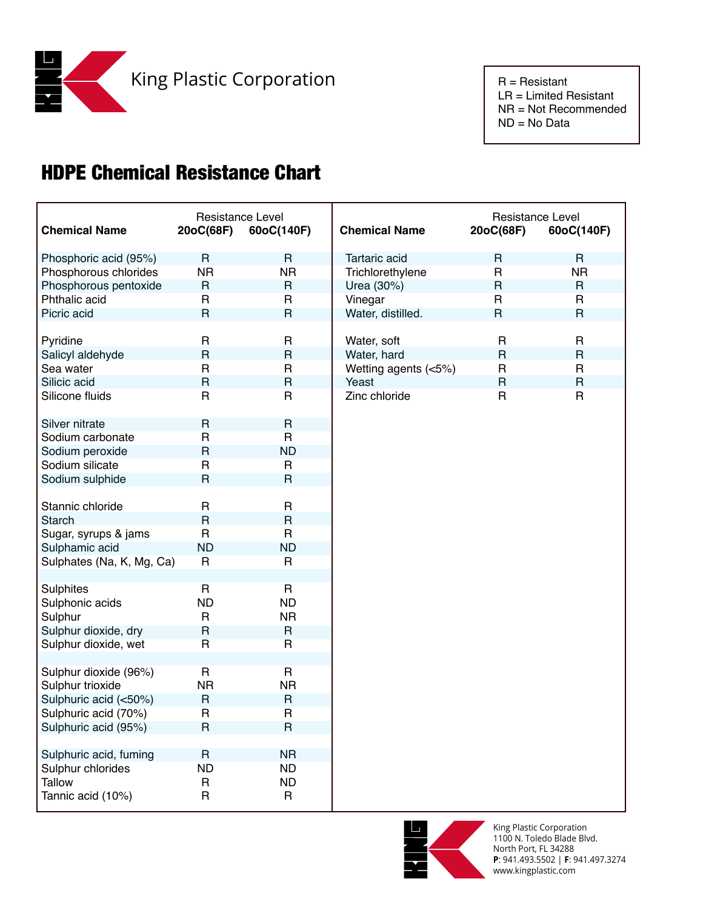King Plastic Corporation

R = Resistant
LR = Limited Resistant
NR = Not Recommended
ND = No Data

# HDPE Chemical Resistance Chart

| Chemical Name | Resistance Level 20oC(68F) | 60oC(140F) |
|---|---|---|
| Phosphoric acid (95%) | R | R |
| Phosphorous chlorides | NR | NR |
| Phosphorous pentoxide | R | R |
| Phthalic acid | R | R |
| Picric acid | R | R |
| Pyridine | R | R |
| Salicyl aldehyde | R | R |
| Sea water | R | R |
| Silicic acid | R | R |
| Silicone fluids | R | R |
| Silver nitrate | R | R |
| Sodium carbonate | R | R |
| Sodium peroxide | R | ND |
| Sodium silicate | R | R |
| Sodium sulphide | R | R |
| Stannic chloride | R | R |
| Starch | R | R |
| Sugar, syrups & jams | R | R |
| Sulphamic acid | ND | ND |
| Sulphates (Na, K, Mg, Ca) | R | R |
| Sulphites | R | R |
| Sulphonic acids | ND | ND |
| Sulphur | R | NR |
| Sulphur dioxide, dry | R | R |
| Sulphur dioxide, wet | R | R |
| Sulphur dioxide (96%) | R | R |
| Sulphur trioxide | NR | NR |
| Sulphuric acid (<50%) | R | R |
| Sulphuric acid (70%) | R | R |
| Sulphuric acid (95%) | R | R |
| Sulphuric acid, fuming | R | NR |
| Sulphur chlorides | ND | ND |
| Tallow | R | ND |
| Tannic acid (10%) | R | R |
| Tartaric acid | R | R |
| Trichlorethylene | R | NR |
| Urea (30%) | R | R |
| Vinegar | R | R |
| Water, distilled. | R | R |
| Water, soft | R | R |
| Water, hard | R | R |
| Wetting agents (<5%) | R | R |
| Yeast | R | R |
| Zinc chloride | R | R |

King Plastic Corporation
1100 N. Toledo Blade Blvd.
North Port, FL 34288
**P**: 941.493.5502 | **F**: 941.497.3274
www.kingplastic.com